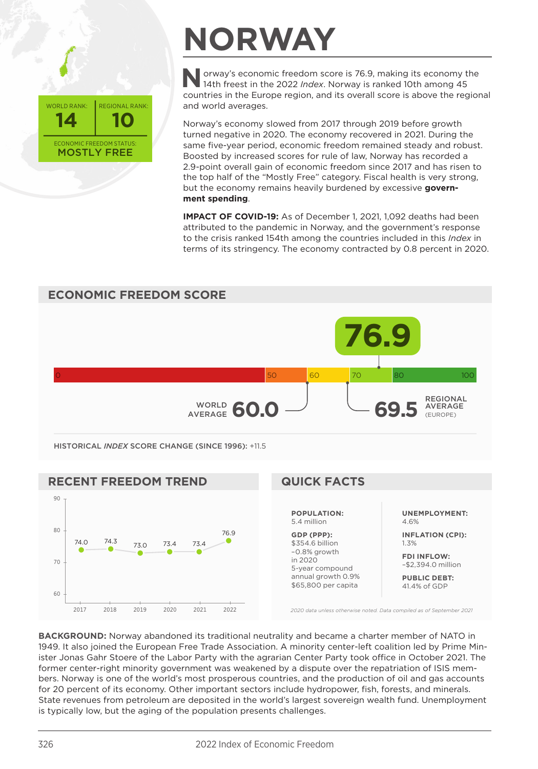# NORWAY

WORLD RANK: **14** | REGIONAL RANK: **10**

ECONOMIC FREEDOM STATUS: **MOSTLY FREE**

Norway's economic freedom score is 76.9, making its economy the 14th freest in the 2022 *Index*. Norway is ranked 10th among 45 countries in the Europe region, and its overall score is above the regional and world averages.

Norway's economy slowed from 2017 through 2019 before growth turned negative in 2020. The economy recovered in 2021. During the same five-year period, economic freedom remained steady and robust. Boosted by increased scores for rule of law, Norway has recorded a 2.9-point overall gain of economic freedom since 2017 and has risen to the top half of the "Mostly Free" category. Fiscal health is very strong, but the economy remains heavily burdened by excessive **government spending**.

**IMPACT OF COVID-19:** As of December 1, 2021, 1,092 deaths had been attributed to the pandemic in Norway, and the government's response to the crisis ranked 154th among the countries included in this *Index* in terms of its stringency. The economy contracted by 0.8 percent in 2020.

## ECONOMIC FREEDOM SCORE

**76.9**

WORLD AVERAGE **60.0**

REGIONAL AVERAGE (EUROPE) **69.5**

HISTORICAL *INDEX* SCORE CHANGE (SINCE 1996): +11.5

## RECENT FREEDOM TREND

| Year | Score |
|---|---|
| 2017 | 74.0 |
| 2018 | 74.3 |
| 2019 | 73.0 |
| 2020 | 73.4 |
| 2021 | 73.4 |
| 2022 | 76.9 |

## QUICK FACTS

**POPULATION:**
5.4 million

**GDP (PPP):**
$354.6 billion
−0.8% growth in 2020
5-year compound annual growth 0.9%
$65,800 per capita

**UNEMPLOYMENT:**
4.6%

**INFLATION (CPI):**
1.3%

**FDI INFLOW:**
−$2,394.0 million

**PUBLIC DEBT:**
41.4% of GDP

*2020 data unless otherwise noted. Data compiled as of September 2021*

**BACKGROUND:** Norway abandoned its traditional neutrality and became a charter member of NATO in 1949. It also joined the European Free Trade Association. A minority center-left coalition led by Prime Minister Jonas Gahr Stoere of the Labor Party with the agrarian Center Party took office in October 2021. The former center-right minority government was weakened by a dispute over the repatriation of ISIS members. Norway is one of the world's most prosperous countries, and the production of oil and gas accounts for 20 percent of its economy. Other important sectors include hydropower, fish, forests, and minerals. State revenues from petroleum are deposited in the world's largest sovereign wealth fund. Unemployment is typically low, but the aging of the population presents challenges.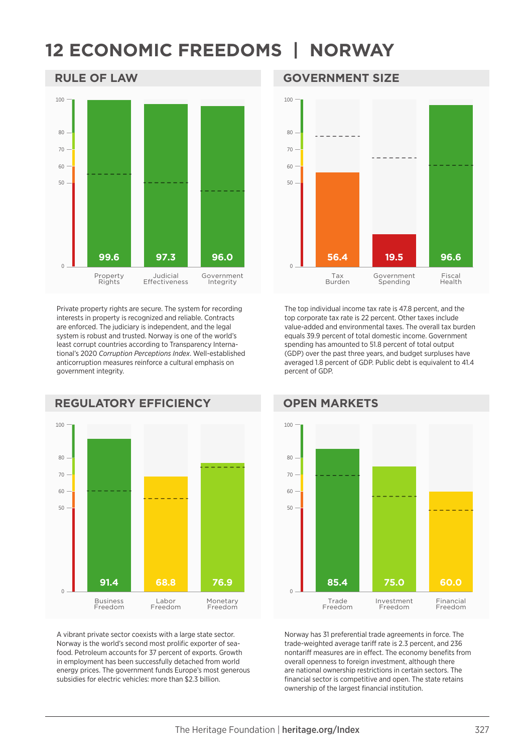# 12 ECONOMIC FREEDOMS | NORWAY

## RULE OF LAW

100
80
70
60
50
0

99.6
Property Rights

97.3
Judicial Effectiveness

96.0
Government Integrity

Private property rights are secure. The system for recording interests in property is recognized and reliable. Contracts are enforced. The judiciary is independent, and the legal system is robust and trusted. Norway is one of the world's least corrupt countries according to Transparency International's 2020 *Corruption Perceptions Index*. Well-established anticorruption measures reinforce a cultural emphasis on government integrity.

## GOVERNMENT SIZE

100
80
70
60
50
0

56.4
Tax Burden

19.5
Government Spending

96.6
Fiscal Health

The top individual income tax rate is 47.8 percent, and the top corporate tax rate is 22 percent. Other taxes include value-added and environmental taxes. The overall tax burden equals 39.9 percent of total domestic income. Government spending has amounted to 51.8 percent of total output (GDP) over the past three years, and budget surpluses have averaged 1.8 percent of GDP. Public debt is equivalent to 41.4 percent of GDP.

## REGULATORY EFFICIENCY

100
80
70
60
50
0

91.4
Business Freedom

68.8
Labor Freedom

76.9
Monetary Freedom

A vibrant private sector coexists with a large state sector. Norway is the world's second most prolific exporter of seafood. Petroleum accounts for 37 percent of exports. Growth in employment has been successfully detached from world energy prices. The government funds Europe's most generous subsidies for electric vehicles: more than $2.3 billion.

## OPEN MARKETS

100
80
70
60
50
0

85.4
Trade Freedom

75.0
Investment Freedom

60.0
Financial Freedom

Norway has 31 preferential trade agreements in force. The trade-weighted average tariff rate is 2.3 percent, and 236 nontariff measures are in effect. The economy benefits from overall openness to foreign investment, although there are national ownership restrictions in certain sectors. The financial sector is competitive and open. The state retains ownership of the largest financial institution.